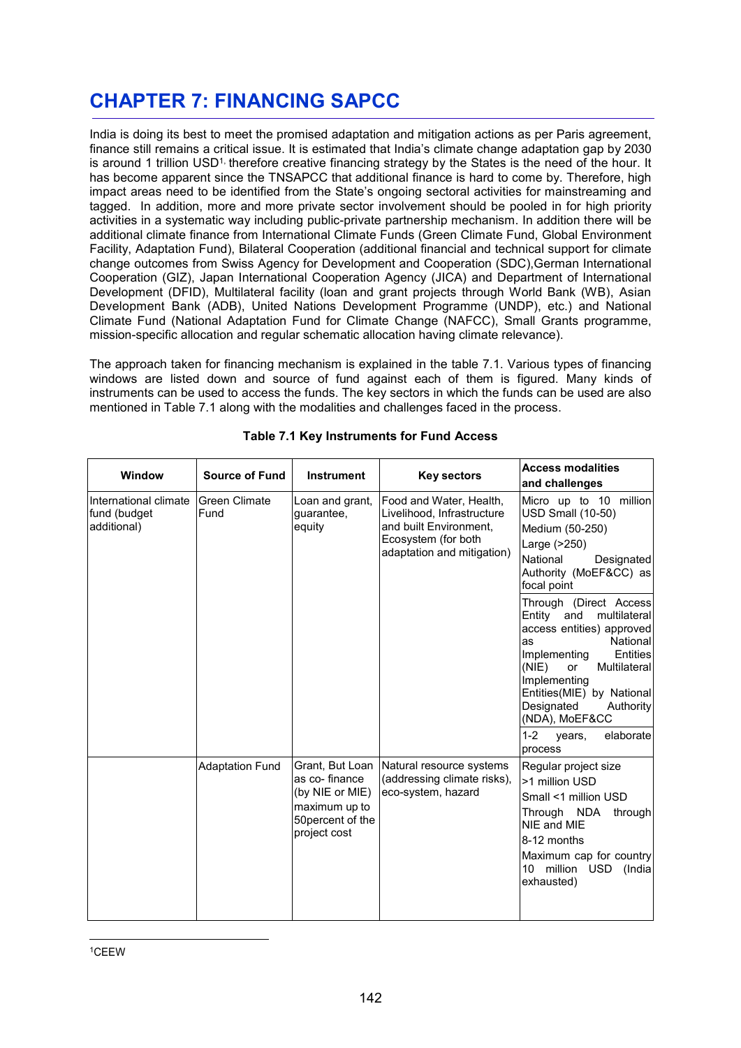# CHAPTER 7: FINANCING SAPCC

India is doing its best to meet the promised adaptation and mitigation actions as per Paris agreement, finance still remains a critical issue. It is estimated that India's climate change adaptation gap by 2030 is around 1 trillion USD[1], therefore creative financing strategy by the States is the need of the hour. It has become apparent since the TNSAPCC that additional finance is hard to come by. Therefore, high impact areas need to be identified from the State's ongoing sectoral activities for mainstreaming and tagged. In addition, more and more private sector involvement should be pooled in for high priority activities in a systematic way including public-private partnership mechanism. In addition there will be additional climate finance from International Climate Funds (Green Climate Fund, Global Environment Facility, Adaptation Fund), Bilateral Cooperation (additional financial and technical support for climate change outcomes from Swiss Agency for Development and Cooperation (SDC),German International Cooperation (GIZ), Japan International Cooperation Agency (JICA) and Department of International Development (DFID), Multilateral facility (loan and grant projects through World Bank (WB), Asian Development Bank (ADB), United Nations Development Programme (UNDP), etc.) and National Climate Fund (National Adaptation Fund for Climate Change (NAFCC), Small Grants programme, mission-specific allocation and regular schematic allocation having climate relevance).

The approach taken for financing mechanism is explained in the table 7.1. Various types of financing windows are listed down and source of fund against each of them is figured. Many kinds of instruments can be used to access the funds. The key sectors in which the funds can be used are also mentioned in Table 7.1 along with the modalities and challenges faced in the process.

**Table 7.1 Key Instruments for Fund Access**

| Window | Source of Fund | Instrument | Key sectors | Access modalities and challenges |
|---|---|---|---|---|
| International climate fund (budget additional) | Green Climate Fund | Loan and grant, guarantee, equity | Food and Water, Health, Livelihood, Infrastructure and built Environment, Ecosystem (for both adaptation and mitigation) | Micro up to 10 million USD Small (10-50)<br>Medium (50-250)<br>Large (>250)<br>National Designated Authority (MoEF&CC) as focal point<br>Through (Direct Access Entity and multilateral access entities) approved as National Implementing Entities (NIE) or Multilateral Implementing Entities(MIE) by National Designated Authority (NDA), MoEF&CC<br>1-2 years, elaborate process |
| | Adaptation Fund | Grant, But Loan as co- finance (by NIE or MIE) maximum up to 50percent of the project cost | Natural resource systems (addressing climate risks), eco-system, hazard | Regular project size >1 million USD<br>Small <1 million USD<br>Through NDA through NIE and MIE<br>8-12 months<br>Maximum cap for country 10 million USD (India exhausted) |

[1] CEEW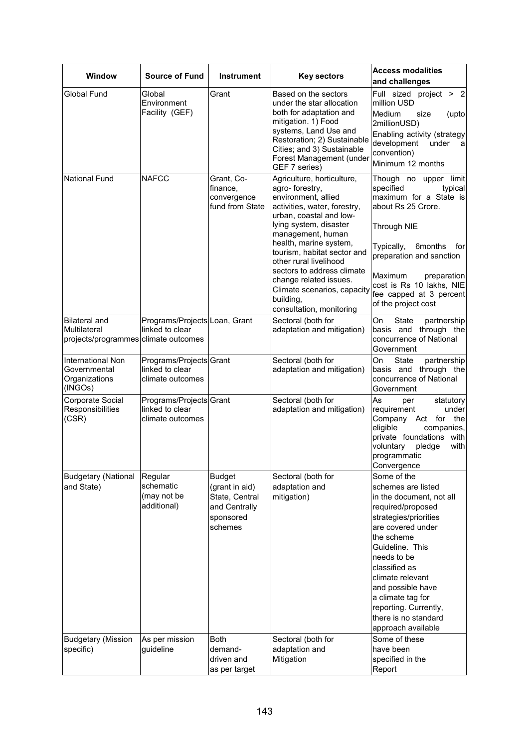| Window | Source of Fund | Instrument | Key sectors | Access modalities and challenges |
|---|---|---|---|---|
| Global Fund | Global Environment Facility (GEF) | Grant | Based on the sectors under the star allocation both for adaptation and mitigation. 1) Food systems, Land Use and Restoration; 2) Sustainable Cities; and 3) Sustainable Forest Management (under GEF 7 series) | Full sized project > 2 million USD<br>Medium size (upto 2millionUSD)<br>Enabling activity (strategy development under a convention)<br>Minimum 12 months |
| National Fund | NAFCC | Grant, Co-finance, convergence fund from State | Agriculture, horticulture, agro- forestry, environment, allied activities, water, forestry, urban, coastal and low-lying system, disaster management, human health, marine system, tourism, habitat sector and other rural livelihood sectors to address climate change related issues. Climate scenarios, capacity building, consultation, monitoring | Though no upper limit specified typical maximum for a State is about Rs 25 Crore.<br><br>Through NIE<br><br>Typically, 6months for preparation and sanction<br><br>Maximum preparation cost is Rs 10 lakhs, NIE fee capped at 3 percent of the project cost |
| Bilateral and Multilateral projects/programmes | Programs/Projects linked to clear climate outcomes | Loan, Grant | Sectoral (both for adaptation and mitigation) | On State partnership basis and through the concurrence of National Government |
| International Non Governmental Organizations (INGOs) | Programs/Projects linked to clear climate outcomes | Grant | Sectoral (both for adaptation and mitigation) | On State partnership basis and through the concurrence of National Government |
| Corporate Social Responsibilities (CSR) | Programs/Projects linked to clear climate outcomes | Grant | Sectoral (both for adaptation and mitigation) | As per statutory requirement under Company Act for the eligible companies, private foundations with voluntary pledge with programmatic Convergence |
| Budgetary (National and State) | Regular schematic (may not be additional) | Budget (grant in aid) State, Central and Centrally sponsored schemes | Sectoral (both for adaptation and mitigation) | Some of the schemes are listed in the document, not all required/proposed strategies/priorities are covered under the scheme Guideline. This needs to be classified as climate relevant and possible have a climate tag for reporting. Currently, there is no standard approach available |
| Budgetary (Mission specific) | As per mission guideline | Both demand-driven and as per target | Sectoral (both for adaptation and Mitigation) | Some of these have been specified in the Report |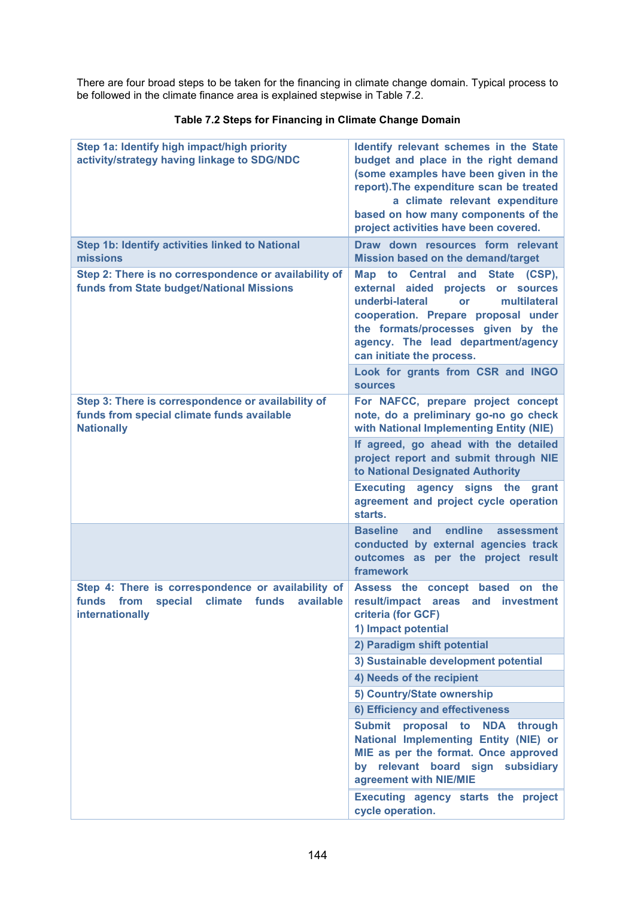There are four broad steps to be taken for the financing in climate change domain. Typical process to be followed in the climate finance area is explained stepwise in Table 7.2.

**Table 7.2 Steps for Financing in Climate Change Domain**

| | |
|---|---|
| **Step 1a: Identify high impact/high priority activity/strategy having linkage to SDG/NDC** | **Identify relevant schemes in the State budget and place in the right demand (some examples have been given in the report).The expenditure scan be treated a climate relevant expenditure based on how many components of the project activities have been covered.** |
| **Step 1b: Identify activities linked to National missions** | **Draw down resources form relevant Mission based on the demand/target** |
| **Step 2: There is no correspondence or availability of funds from State budget/National Missions** | **Map to Central and State (CSP), external aided projects or sources underbi-lateral or multilateral cooperation. Prepare proposal under the formats/processes given by the agency. The lead department/agency can initiate the process.** |
| | **Look for grants from CSR and INGO sources** |
| **Step 3: There is correspondence or availability of funds from special climate funds available Nationally** | **For NAFCC, prepare project concept note, do a preliminary go-no go check with National Implementing Entity (NIE)** |
| | **If agreed, go ahead with the detailed project report and submit through NIE to National Designated Authority** |
| | **Executing agency signs the grant agreement and project cycle operation starts.** |
| | **Baseline and endline assessment conducted by external agencies track outcomes as per the project result framework** |
| **Step 4: There is correspondence or availability of funds from special climate funds available internationally** | **Assess the concept based on the result/impact areas and investment criteria (for GCF)**<br>**1) Impact potential** |
| | **2) Paradigm shift potential** |
| | **3) Sustainable development potential** |
| | **4) Needs of the recipient** |
| | **5) Country/State ownership** |
| | **6) Efficiency and effectiveness** |
| | **Submit proposal to NDA through National Implementing Entity (NIE) or MIE as per the format. Once approved by relevant board sign subsidiary agreement with NIE/MIE** |
| | **Executing agency starts the project cycle operation.** |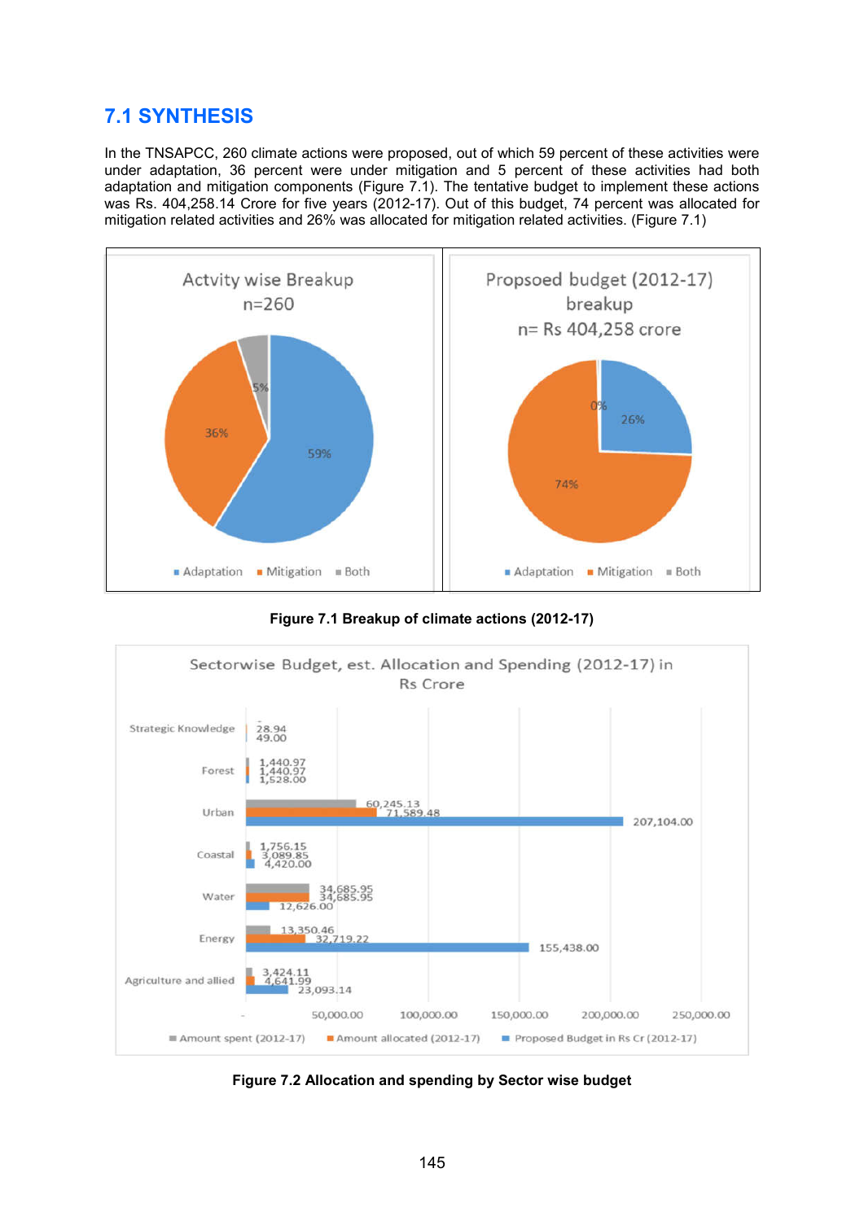## 7.1 SYNTHESIS

In the TNSAPCC, 260 climate actions were proposed, out of which 59 percent of these activities were under adaptation, 36 percent were under mitigation and 5 percent of these activities had both adaptation and mitigation components (Figure 7.1). The tentative budget to implement these actions was Rs. 404,258.14 Crore for five years (2012-17). Out of this budget, 74 percent was allocated for mitigation related activities and 26% was allocated for mitigation related activities. (Figure 7.1)

**Figure 7.1 Breakup of climate actions (2012-17)**

**Figure 7.2 Allocation and spending by Sector wise budget**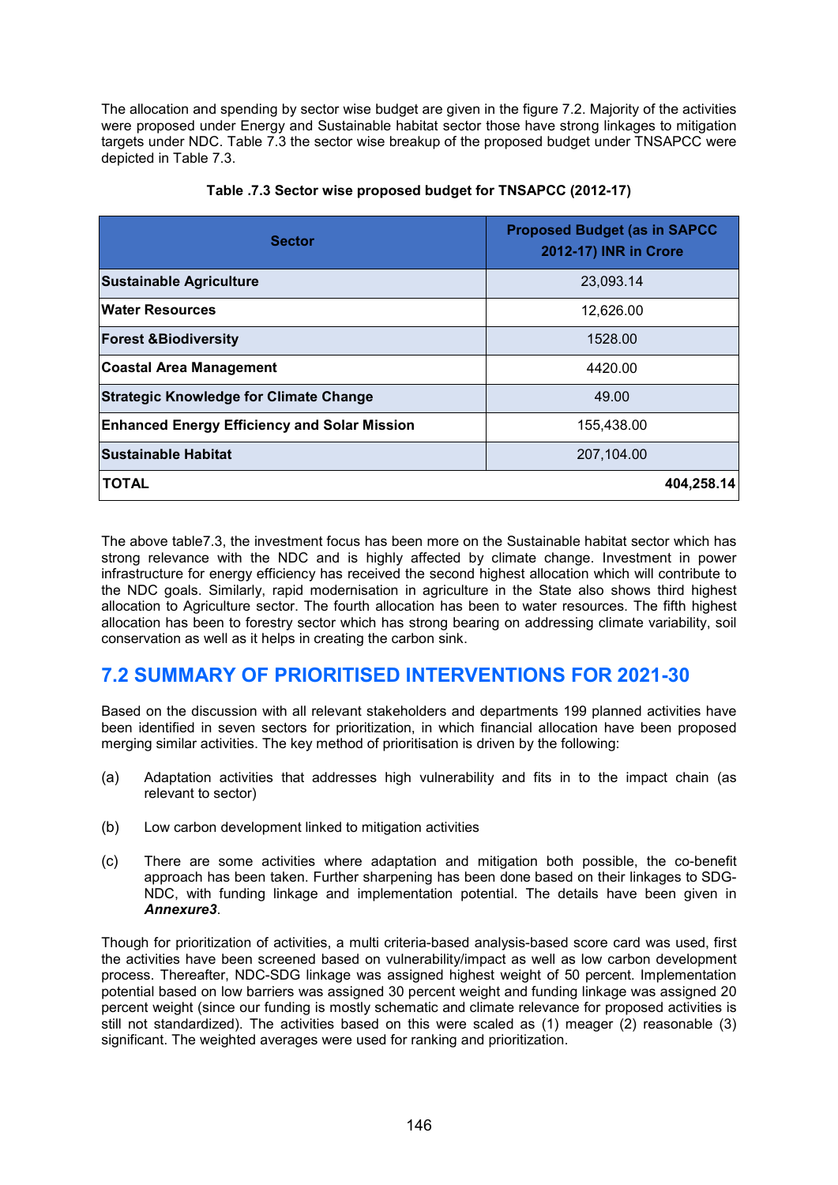The allocation and spending by sector wise budget are given in the figure 7.2. Majority of the activities were proposed under Energy and Sustainable habitat sector those have strong linkages to mitigation targets under NDC. Table 7.3 the sector wise breakup of the proposed budget under TNSAPCC were depicted in Table 7.3.

**Table .7.3 Sector wise proposed budget for TNSAPCC (2012-17)**

| Sector | Proposed Budget (as in SAPCC 2012-17) INR in Crore |
|---|---|
| **Sustainable Agriculture** | 23,093.14 |
| **Water Resources** | 12,626.00 |
| **Forest &Biodiversity** | 1528.00 |
| **Coastal Area Management** | 4420.00 |
| **Strategic Knowledge for Climate Change** | 49.00 |
| **Enhanced Energy Efficiency and Solar Mission** | 155,438.00 |
| **Sustainable Habitat** | 207,104.00 |
| **TOTAL** | **404,258.14** |

The above table7.3, the investment focus has been more on the Sustainable habitat sector which has strong relevance with the NDC and is highly affected by climate change. Investment in power infrastructure for energy efficiency has received the second highest allocation which will contribute to the NDC goals. Similarly, rapid modernisation in agriculture in the State also shows third highest allocation to Agriculture sector. The fourth allocation has been to water resources. The fifth highest allocation has been to forestry sector which has strong bearing on addressing climate variability, soil conservation as well as it helps in creating the carbon sink.

## 7.2 SUMMARY OF PRIORITISED INTERVENTIONS FOR 2021-30

Based on the discussion with all relevant stakeholders and departments 199 planned activities have been identified in seven sectors for prioritization, in which financial allocation have been proposed merging similar activities. The key method of prioritisation is driven by the following:

(a) Adaptation activities that addresses high vulnerability and fits in to the impact chain (as relevant to sector)

(b) Low carbon development linked to mitigation activities

(c) There are some activities where adaptation and mitigation both possible, the co-benefit approach has been taken. Further sharpening has been done based on their linkages to SDG-NDC, with funding linkage and implementation potential. The details have been given in ***Annexure3***.

Though for prioritization of activities, a multi criteria-based analysis-based score card was used, first the activities have been screened based on vulnerability/impact as well as low carbon development process. Thereafter, NDC-SDG linkage was assigned highest weight of 50 percent. Implementation potential based on low barriers was assigned 30 percent weight and funding linkage was assigned 20 percent weight (since our funding is mostly schematic and climate relevance for proposed activities is still not standardized). The activities based on this were scaled as (1) meager (2) reasonable (3) significant. The weighted averages were used for ranking and prioritization.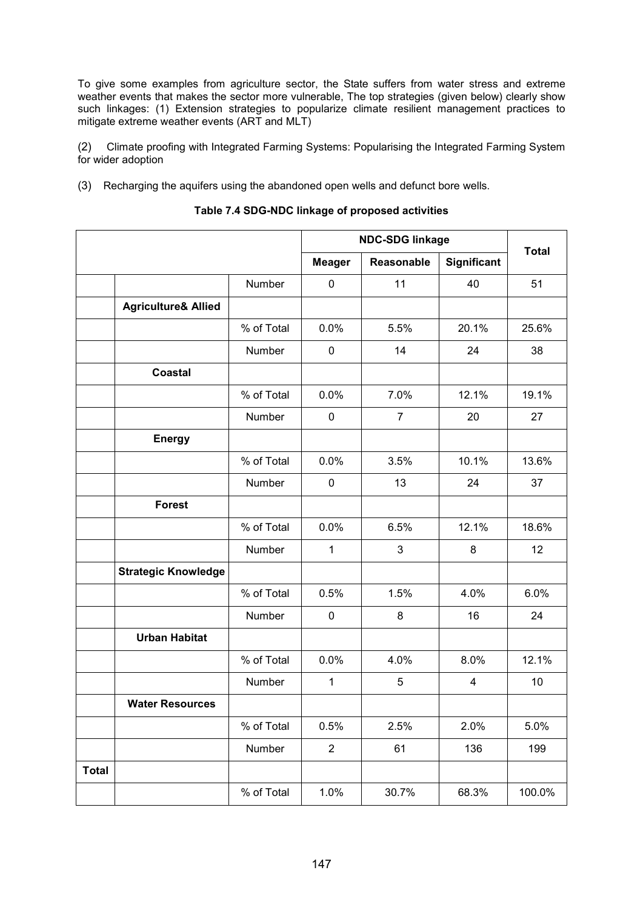To give some examples from agriculture sector, the State suffers from water stress and extreme weather events that makes the sector more vulnerable, The top strategies (given below) clearly show such linkages: (1) Extension strategies to popularize climate resilient management practices to mitigate extreme weather events (ART and MLT)

(2) Climate proofing with Integrated Farming Systems: Popularising the Integrated Farming System for wider adoption

(3) Recharging the aquifers using the abandoned open wells and defunct bore wells.

**Table 7.4 SDG-NDC linkage of proposed activities**

| | | | NDC-SDG linkage | | | Total |
|---|---|---|---|---|---|---|
| | | | Meager | Reasonable | Significant | |
| | | Number | 0 | 11 | 40 | 51 |
| | **Agriculture& Allied** | | | | | |
| | | % of Total | 0.0% | 5.5% | 20.1% | 25.6% |
| | | Number | 0 | 14 | 24 | 38 |
| | **Coastal** | | | | | |
| | | % of Total | 0.0% | 7.0% | 12.1% | 19.1% |
| | | Number | 0 | 7 | 20 | 27 |
| | **Energy** | | | | | |
| | | % of Total | 0.0% | 3.5% | 10.1% | 13.6% |
| | | Number | 0 | 13 | 24 | 37 |
| | **Forest** | | | | | |
| | | % of Total | 0.0% | 6.5% | 12.1% | 18.6% |
| | | Number | 1 | 3 | 8 | 12 |
| | **Strategic Knowledge** | | | | | |
| | | % of Total | 0.5% | 1.5% | 4.0% | 6.0% |
| | | Number | 0 | 8 | 16 | 24 |
| | **Urban Habitat** | | | | | |
| | | % of Total | 0.0% | 4.0% | 8.0% | 12.1% |
| | | Number | 1 | 5 | 4 | 10 |
| | **Water Resources** | | | | | |
| | | % of Total | 0.5% | 2.5% | 2.0% | 5.0% |
| | | Number | 2 | 61 | 136 | 199 |
| **Total** | | | | | | |
| | | % of Total | 1.0% | 30.7% | 68.3% | 100.0% |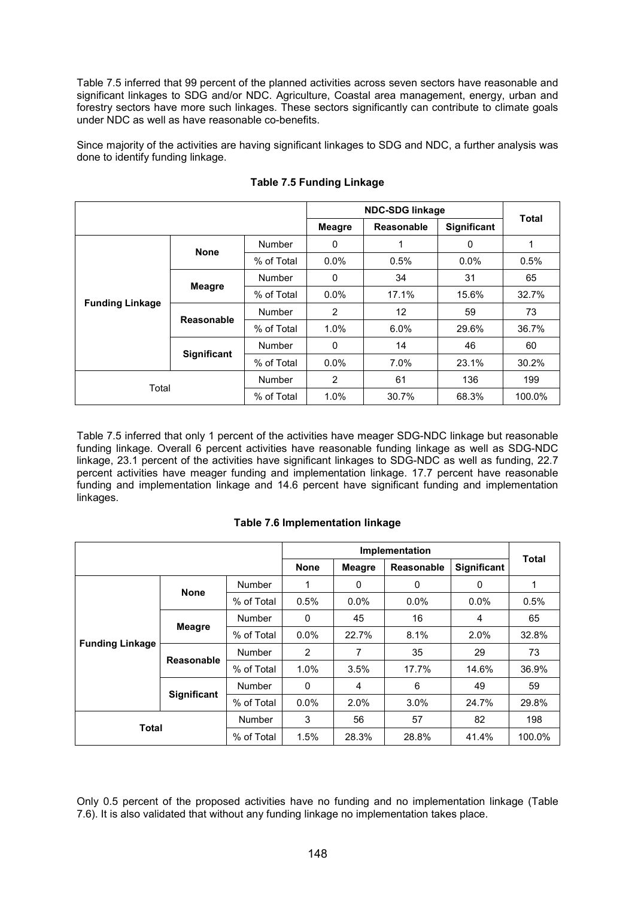Table 7.5 inferred that 99 percent of the planned activities across seven sectors have reasonable and significant linkages to SDG and/or NDC. Agriculture, Coastal area management, energy, urban and forestry sectors have more such linkages. These sectors significantly can contribute to climate goals under NDC as well as have reasonable co-benefits.

Since majority of the activities are having significant linkages to SDG and NDC, a further analysis was done to identify funding linkage.

**Table 7.5 Funding Linkage**

| | | | NDC-SDG linkage | | | Total |
|---|---|---|---|---|---|---|
| | | | **Meagre** | **Reasonable** | **Significant** | |
| **Funding Linkage** | **None** | Number | 0 | 1 | 0 | 1 |
| | | % of Total | 0.0% | 0.5% | 0.0% | 0.5% |
| | **Meagre** | Number | 0 | 34 | 31 | 65 |
| | | % of Total | 0.0% | 17.1% | 15.6% | 32.7% |
| | **Reasonable** | Number | 2 | 12 | 59 | 73 |
| | | % of Total | 1.0% | 6.0% | 29.6% | 36.7% |
| | **Significant** | Number | 0 | 14 | 46 | 60 |
| | | % of Total | 0.0% | 7.0% | 23.1% | 30.2% |
| Total | | Number | 2 | 61 | 136 | 199 |
| | | % of Total | 1.0% | 30.7% | 68.3% | 100.0% |

Table 7.5 inferred that only 1 percent of the activities have meager SDG-NDC linkage but reasonable funding linkage. Overall 6 percent activities have reasonable funding linkage as well as SDG-NDC linkage, 23.1 percent of the activities have significant linkages to SDG-NDC as well as funding, 22.7 percent activities have meager funding and implementation linkage. 17.7 percent have reasonable funding and implementation linkage and 14.6 percent have significant funding and implementation linkages.

**Table 7.6 Implementation linkage**

| | | | Implementation | | | | Total |
|---|---|---|---|---|---|---|---|
| | | | **None** | **Meagre** | **Reasonable** | **Significant** | |
| **Funding Linkage** | **None** | Number | 1 | 0 | 0 | 0 | 1 |
| | | % of Total | 0.5% | 0.0% | 0.0% | 0.0% | 0.5% |
| | **Meagre** | Number | 0 | 45 | 16 | 4 | 65 |
| | | % of Total | 0.0% | 22.7% | 8.1% | 2.0% | 32.8% |
| | **Reasonable** | Number | 2 | 7 | 35 | 29 | 73 |
| | | % of Total | 1.0% | 3.5% | 17.7% | 14.6% | 36.9% |
| | **Significant** | Number | 0 | 4 | 6 | 49 | 59 |
| | | % of Total | 0.0% | 2.0% | 3.0% | 24.7% | 29.8% |
| **Total** | | Number | 3 | 56 | 57 | 82 | 198 |
| | | % of Total | 1.5% | 28.3% | 28.8% | 41.4% | 100.0% |

Only 0.5 percent of the proposed activities have no funding and no implementation linkage (Table 7.6). It is also validated that without any funding linkage no implementation takes place.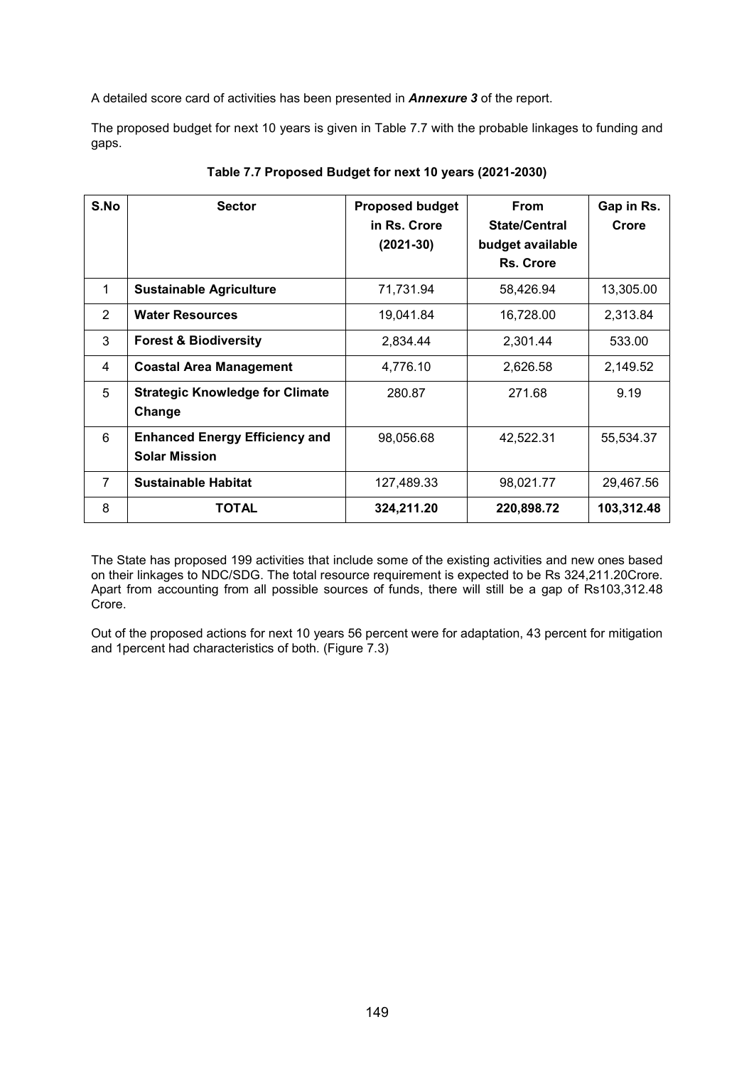A detailed score card of activities has been presented in ***Annexure 3*** of the report.

The proposed budget for next 10 years is given in Table 7.7 with the probable linkages to funding and gaps.

**Table 7.7 Proposed Budget for next 10 years (2021-2030)**

| S.No | Sector | Proposed budget in Rs. Crore (2021-30) | From State/Central budget available Rs. Crore | Gap in Rs. Crore |
|---|---|---|---|---|
| 1 | **Sustainable Agriculture** | 71,731.94 | 58,426.94 | 13,305.00 |
| 2 | **Water Resources** | 19,041.84 | 16,728.00 | 2,313.84 |
| 3 | **Forest & Biodiversity** | 2,834.44 | 2,301.44 | 533.00 |
| 4 | **Coastal Area Management** | 4,776.10 | 2,626.58 | 2,149.52 |
| 5 | **Strategic Knowledge for Climate Change** | 280.87 | 271.68 | 9.19 |
| 6 | **Enhanced Energy Efficiency and Solar Mission** | 98,056.68 | 42,522.31 | 55,534.37 |
| 7 | **Sustainable Habitat** | 127,489.33 | 98,021.77 | 29,467.56 |
| 8 | **TOTAL** | **324,211.20** | **220,898.72** | **103,312.48** |

The State has proposed 199 activities that include some of the existing activities and new ones based on their linkages to NDC/SDG. The total resource requirement is expected to be Rs 324,211.20Crore. Apart from accounting from all possible sources of funds, there will still be a gap of Rs103,312.48 Crore.

Out of the proposed actions for next 10 years 56 percent were for adaptation, 43 percent for mitigation and 1percent had characteristics of both. (Figure 7.3)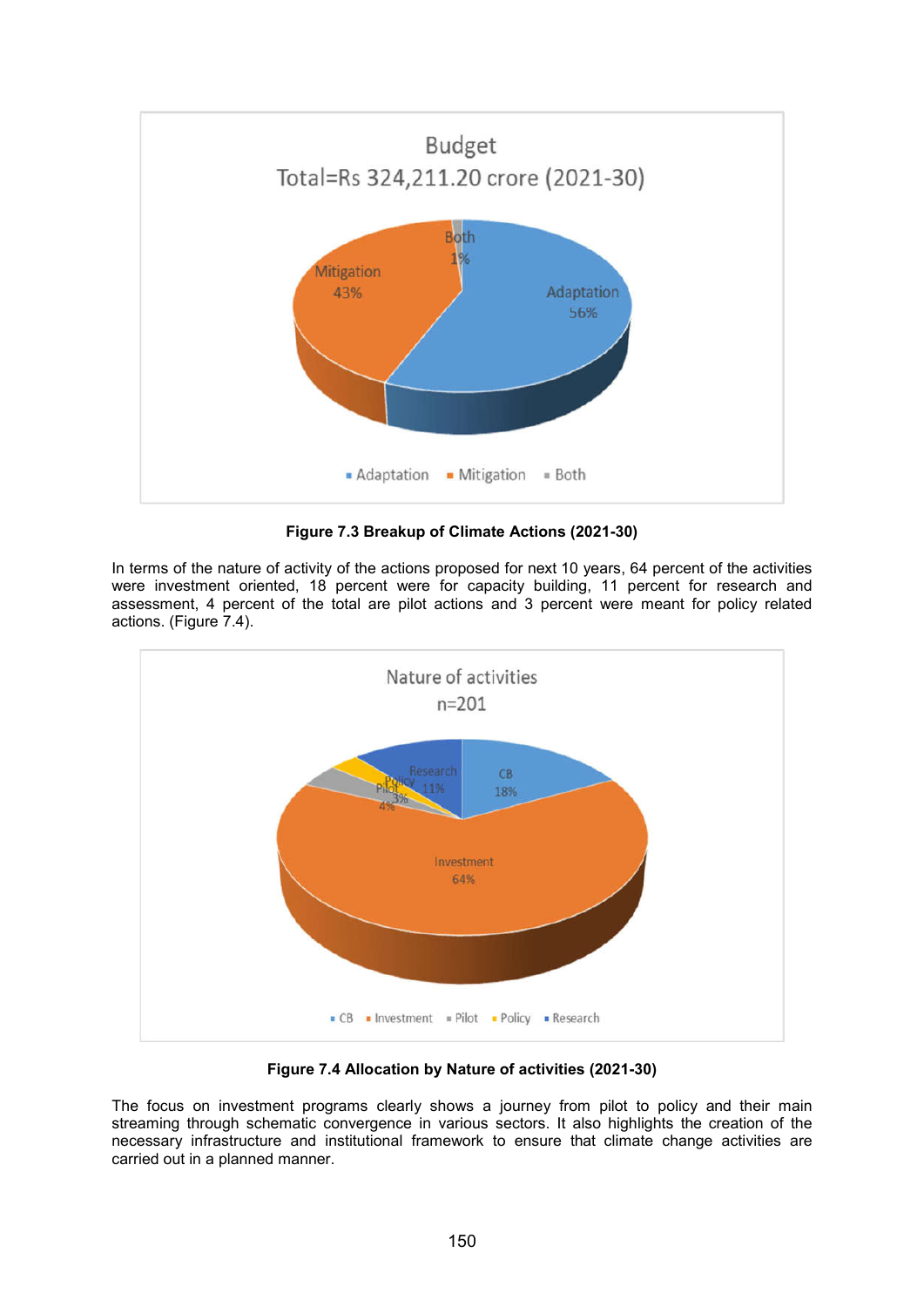Budget

Total=Rs 324,211.20 crore (2021-30)

Both 1%

Mitigation 43%

Adaptation 56%

Adaptation · Mitigation · Both

**Figure 7.3 Breakup of Climate Actions (2021-30)**

In terms of the nature of activity of the actions proposed for next 10 years, 64 percent of the activities were investment oriented, 18 percent were for capacity building, 11 percent for research and assessment, 4 percent of the total are pilot actions and 3 percent were meant for policy related actions. (Figure 7.4).

Nature of activities

n=201

Research 11%

CB 18%

Policy 3%

Pilot 4%

Investment 64%

CB · Investment · Pilot · Policy · Research

**Figure 7.4 Allocation by Nature of activities (2021-30)**

The focus on investment programs clearly shows a journey from pilot to policy and their main streaming through schematic convergence in various sectors. It also highlights the creation of the necessary infrastructure and institutional framework to ensure that climate change activities are carried out in a planned manner.